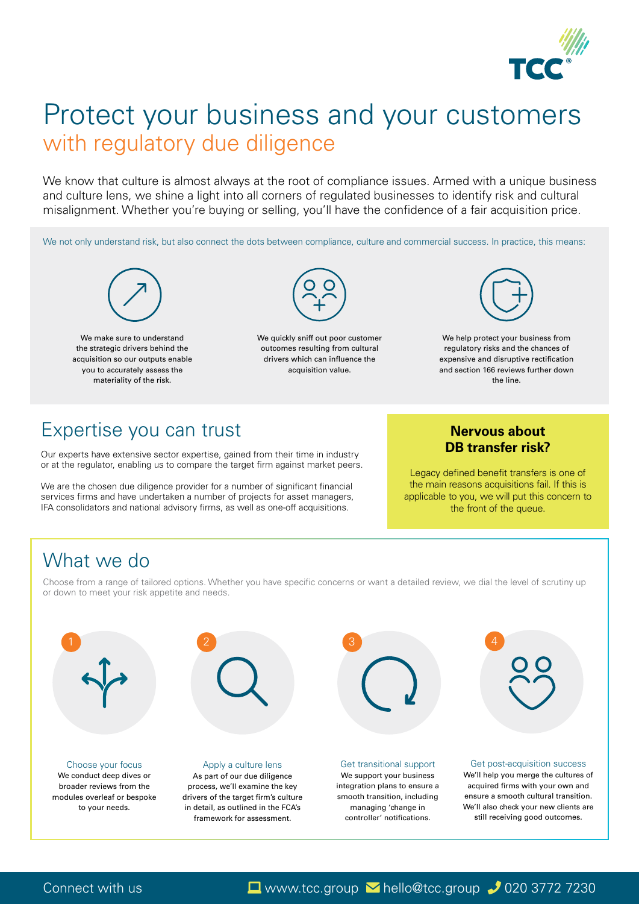# Protect your business and your customers

## with regulatory due diligence

We know that culture is almost always at the root of compliance issues. Armed with a unique business and culture lens, we shine a light into all corners of regulated businesses to identify risk and cultural misalignment. Whether you're buying or selling, you'll have the confidence of a fair acquisition price.

We not only understand risk, but also connect the dots between compliance, culture and commercial success. In practice, this means:

- We make sure to understand the strategic drivers behind the acquisition so our outputs enable you to accurately assess the materiality of the risk.
- We quickly sniff out poor customer outcomes resulting from cultural drivers which can influence the acquisition value.
- We help protect your business from regulatory risks and the chances of expensive and disruptive rectification and section 166 reviews further down the line.

## Expertise you can trust

Our experts have extensive sector expertise, gained from their time in industry or at the regulator, enabling us to compare the target firm against market peers.

We are the chosen due diligence provider for a number of significant financial services firms and have undertaken a number of projects for asset managers, IFA consolidators and national advisory firms, as well as one-off acquisitions.

### Nervous about DB transfer risk?

Legacy defined benefit transfers is one of the main reasons acquisitions fail. If this is applicable to you, we will put this concern to the front of the queue.

## What we do

Choose from a range of tailored options. Whether you have specific concerns or want a detailed review, we dial the level of scrutiny up or down to meet your risk appetite and needs.

1. **Choose your focus**
   We conduct deep dives or broader reviews from the modules overleaf or bespoke to your needs.

2. **Apply a culture lens**
   As part of our due diligence process, we'll examine the key drivers of the target firm's culture in detail, as outlined in the FCA's framework for assessment.

3. **Get transitional support**
   We support your business integration plans to ensure a smooth transition, including managing 'change in controller' notifications.

4. **Get post-acquisition success**
   We'll help you merge the cultures of acquired firms with your own and ensure a smooth cultural transition. We'll also check your new clients are still receiving good outcomes.

Connect with us www.tcc.group hello@tcc.group 020 3772 7230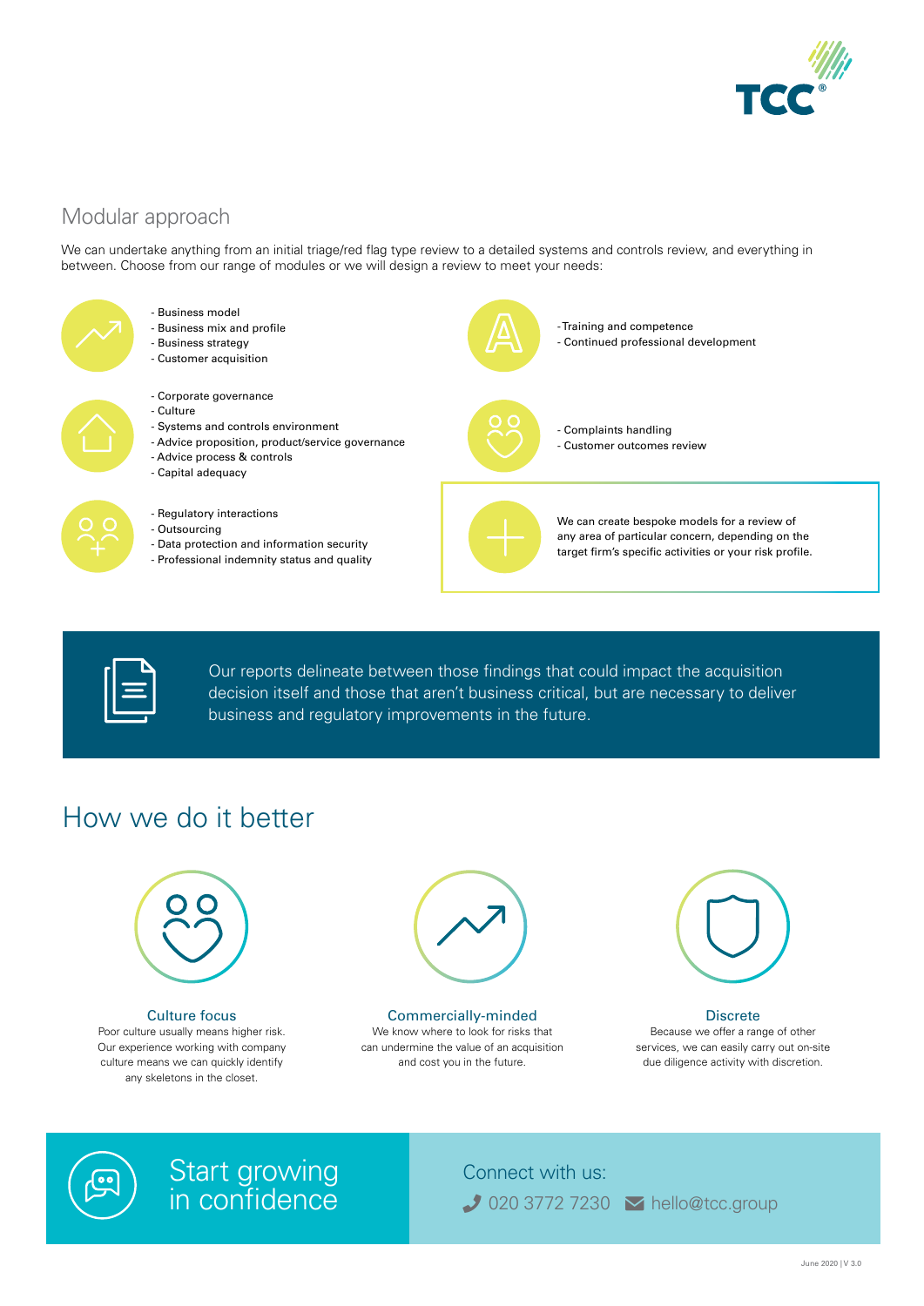TCC®

## Modular approach

We can undertake anything from an initial triage/red flag type review to a detailed systems and controls review, and everything in between. Choose from our range of modules or we will design a review to meet your needs:

- Business model
- Business mix and profile
- Business strategy
- Customer acquisition

- Corporate governance
- Culture
- Systems and controls environment
- Advice proposition, product/service governance
- Advice process & controls
- Capital adequacy

- Regulatory interactions
- Outsourcing
- Data protection and information security
- Professional indemnity status and quality

- Training and competence
- Continued professional development

- Complaints handling
- Customer outcomes review

We can create bespoke models for a review of any area of particular concern, depending on the target firm's specific activities or your risk profile.

Our reports delineate between those findings that could impact the acquisition decision itself and those that aren't business critical, but are necessary to deliver business and regulatory improvements in the future.

## How we do it better

### Culture focus

Poor culture usually means higher risk. Our experience working with company culture means we can quickly identify any skeletons in the closet.

### Commercially-minded

We know where to look for risks that can undermine the value of an acquisition and cost you in the future.

### Discrete

Because we offer a range of other services, we can easily carry out on-site due diligence activity with discretion.

Start growing in confidence

Connect with us:
020 3772 7230 hello@tcc.group

June 2020 | V 3.0